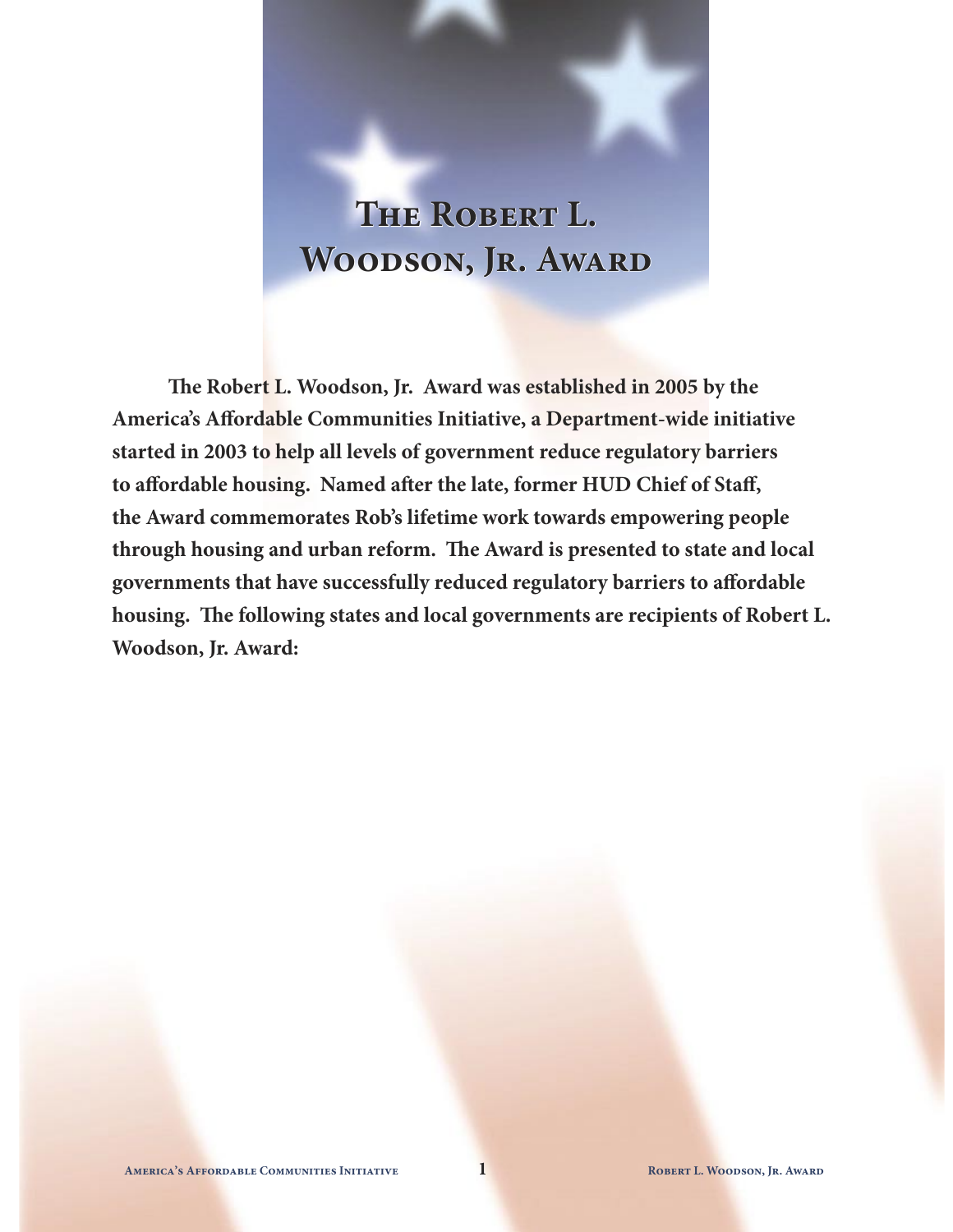# The Robert L. Woodson, Jr. Award

**The Robert L. Woodson, Jr. Award was established in 2005 by the America's Affordable Communities Initiative, a Department-wide initiative started in 2003 to help all levels of government reduce regulatory barriers to affordable housing. Named after the late, former HUD Chief of Staff, the Award commemorates Rob's lifetime work towards empowering people through housing and urban reform. The Award is presented to state and local governments that have successfully reduced regulatory barriers to affordable housing. The following states and local governments are recipients of Robert L. Woodson, Jr. Award:**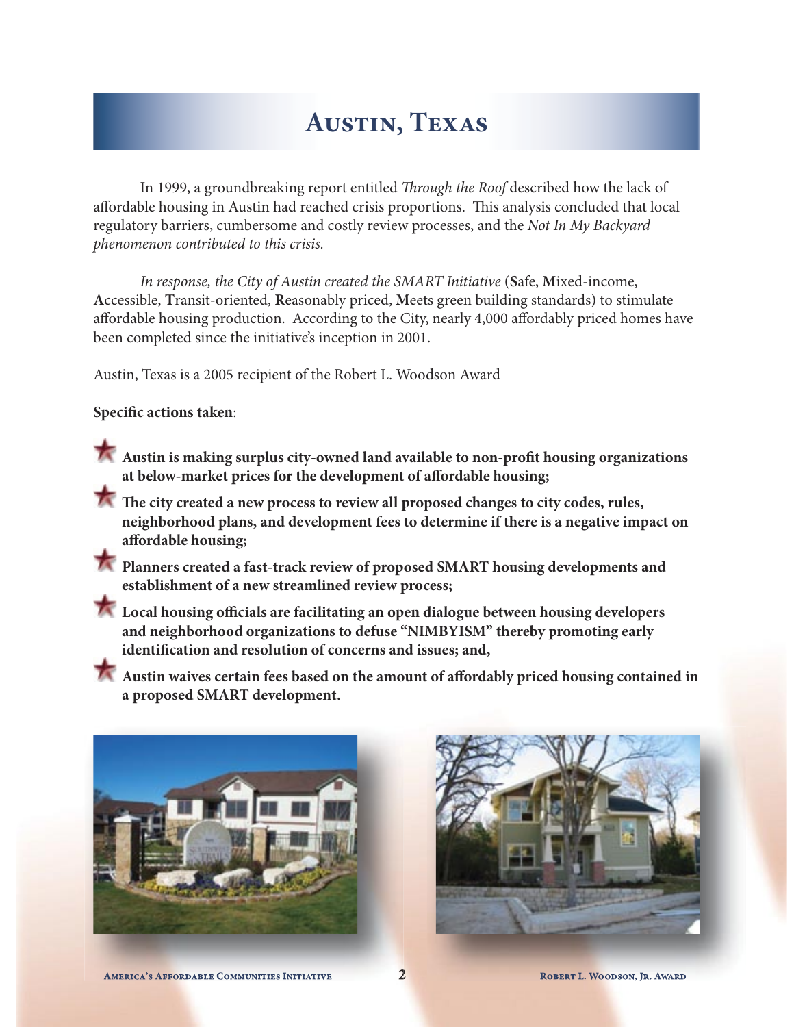# Austin, Texas

In 1999, a groundbreaking report entitled *Through the Roof* described how the lack of affordable housing in Austin had reached crisis proportions. This analysis concluded that local regulatory barriers, cumbersome and costly review processes, and the *Not In My Backyard phenomenon contributed to this crisis.*

*In response, the City of Austin created the SMART Initiative* (**S**afe, **M**ixed-income, **A**ccessible, **T**ransit-oriented, **R**easonably priced, **M**eets green building standards) to stimulate affordable housing production. According to the City, nearly 4,000 affordably priced homes have been completed since the initiative's inception in 2001.

Austin, Texas is a 2005 recipient of the Robert L. Woodson Award

**Specific actions taken**:

- **Austin is making surplus city-owned land available to non-profit housing organizations at below-market prices for the development of affordable housing;**
- **The city created a new process to review all proposed changes to city codes, rules, neighborhood plans, and development fees to determine if there is a negative impact on affordable housing;**
- **Planners created a fast-track review of proposed SMART housing developments and establishment of a new streamlined review process;**
- **Local housing officials are facilitating an open dialogue between housing developers and neighborhood organizations to defuse "NIMBYISM" thereby promoting early identification and resolution of concerns and issues; and,**
- **Austin waives certain fees based on the amount of affordably priced housing contained in a proposed SMART development.**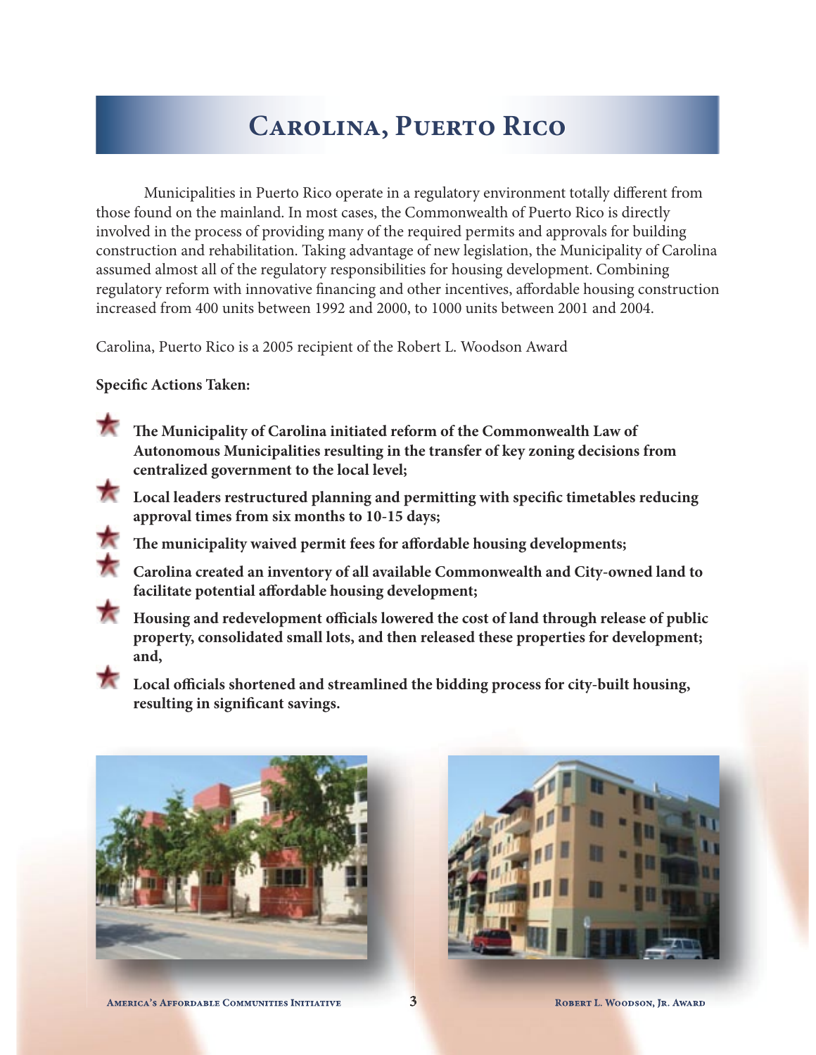# Carolina, Puerto Rico

Municipalities in Puerto Rico operate in a regulatory environment totally different from those found on the mainland. In most cases, the Commonwealth of Puerto Rico is directly involved in the process of providing many of the required permits and approvals for building construction and rehabilitation. Taking advantage of new legislation, the Municipality of Carolina assumed almost all of the regulatory responsibilities for housing development. Combining regulatory reform with innovative financing and other incentives, affordable housing construction increased from 400 units between 1992 and 2000, to 1000 units between 2001 and 2004.

Carolina, Puerto Rico is a 2005 recipient of the Robert L. Woodson Award

**Specific Actions Taken:**

- **The Municipality of Carolina initiated reform of the Commonwealth Law of Autonomous Municipalities resulting in the transfer of key zoning decisions from centralized government to the local level;**
- **Local leaders restructured planning and permitting with specific timetables reducing approval times from six months to 10-15 days;**
- **The municipality waived permit fees for affordable housing developments;**
- **Carolina created an inventory of all available Commonwealth and City-owned land to facilitate potential affordable housing development;**
- **Housing and redevelopment officials lowered the cost of land through release of public property, consolidated small lots, and then released these properties for development; and,**
- **Local officials shortened and streamlined the bidding process for city-built housing, resulting in significant savings.**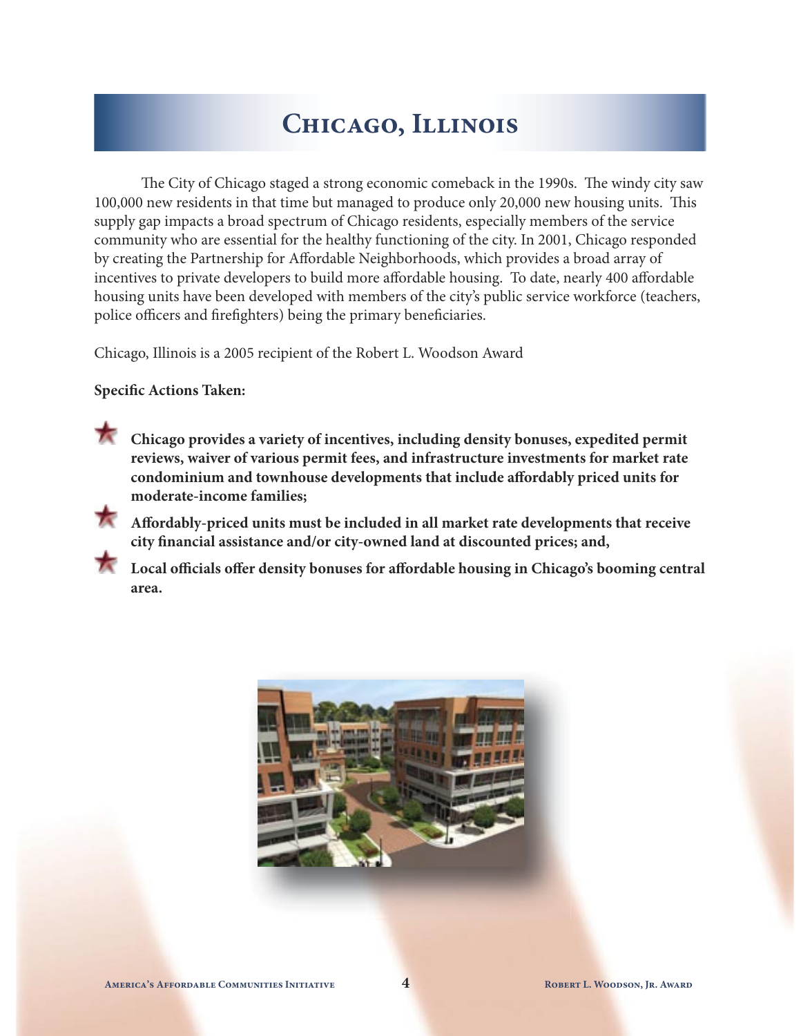# Chicago, Illinois

The City of Chicago staged a strong economic comeback in the 1990s. The windy city saw 100,000 new residents in that time but managed to produce only 20,000 new housing units. This supply gap impacts a broad spectrum of Chicago residents, especially members of the service community who are essential for the healthy functioning of the city. In 2001, Chicago responded by creating the Partnership for Affordable Neighborhoods, which provides a broad array of incentives to private developers to build more affordable housing. To date, nearly 400 affordable housing units have been developed with members of the city's public service workforce (teachers, police officers and firefighters) being the primary beneficiaries.

Chicago, Illinois is a 2005 recipient of the Robert L. Woodson Award

**Specific Actions Taken:**

- **Chicago provides a variety of incentives, including density bonuses, expedited permit reviews, waiver of various permit fees, and infrastructure investments for market rate condominium and townhouse developments that include affordably priced units for moderate-income families;**
- **Affordably-priced units must be included in all market rate developments that receive city financial assistance and/or city-owned land at discounted prices; and,**
- **Local officials offer density bonuses for affordable housing in Chicago's booming central area.**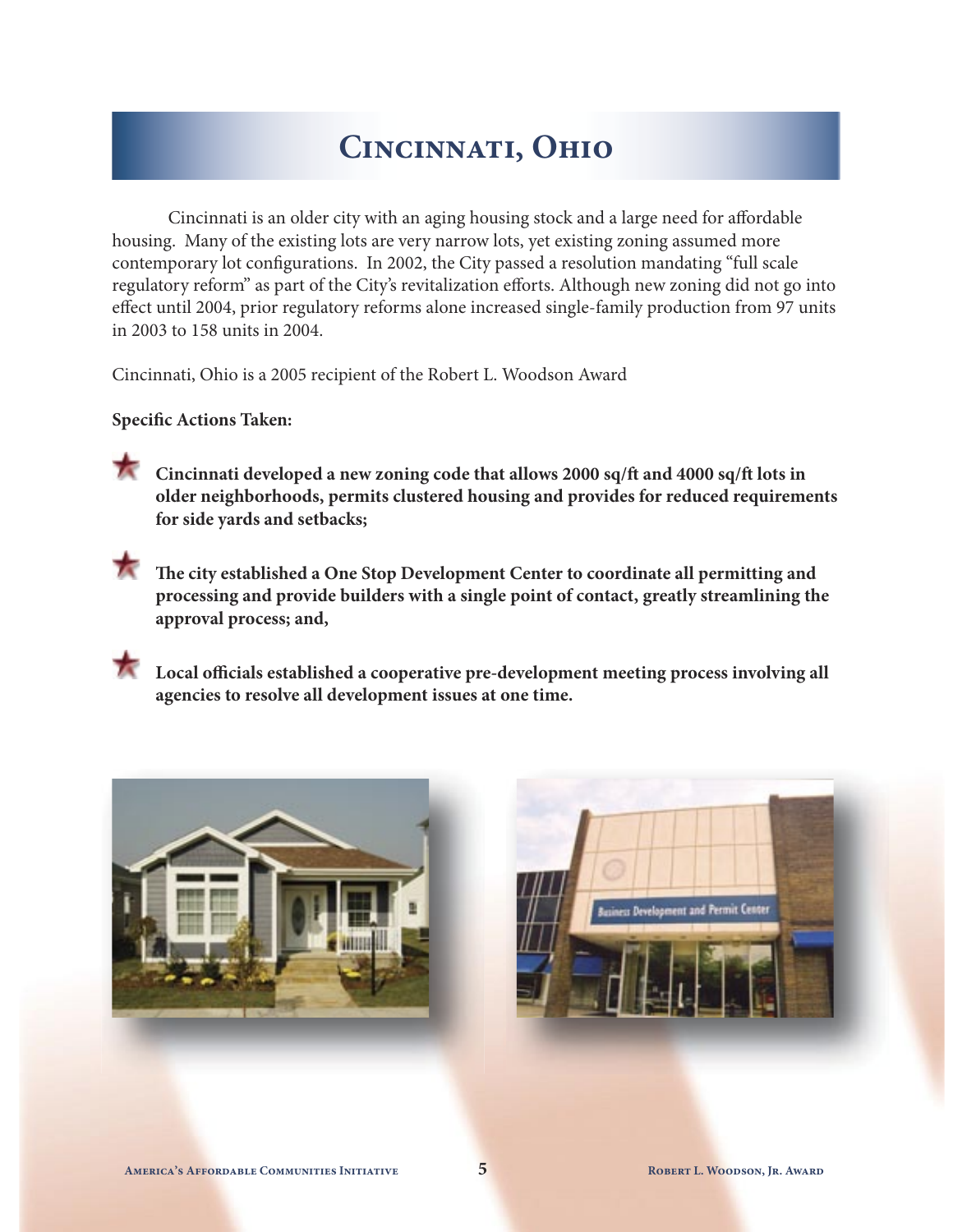# Cincinnati, Ohio

Cincinnati is an older city with an aging housing stock and a large need for affordable housing. Many of the existing lots are very narrow lots, yet existing zoning assumed more contemporary lot configurations. In 2002, the City passed a resolution mandating "full scale regulatory reform" as part of the City's revitalization efforts. Although new zoning did not go into effect until 2004, prior regulatory reforms alone increased single-family production from 97 units in 2003 to 158 units in 2004.

Cincinnati, Ohio is a 2005 recipient of the Robert L. Woodson Award

**Specific Actions Taken:**

- **Cincinnati developed a new zoning code that allows 2000 sq/ft and 4000 sq/ft lots in older neighborhoods, permits clustered housing and provides for reduced requirements for side yards and setbacks;**
- **The city established a One Stop Development Center to coordinate all permitting and processing and provide builders with a single point of contact, greatly streamlining the approval process; and,**
- **Local officials established a cooperative pre-development meeting process involving all agencies to resolve all development issues at one time.**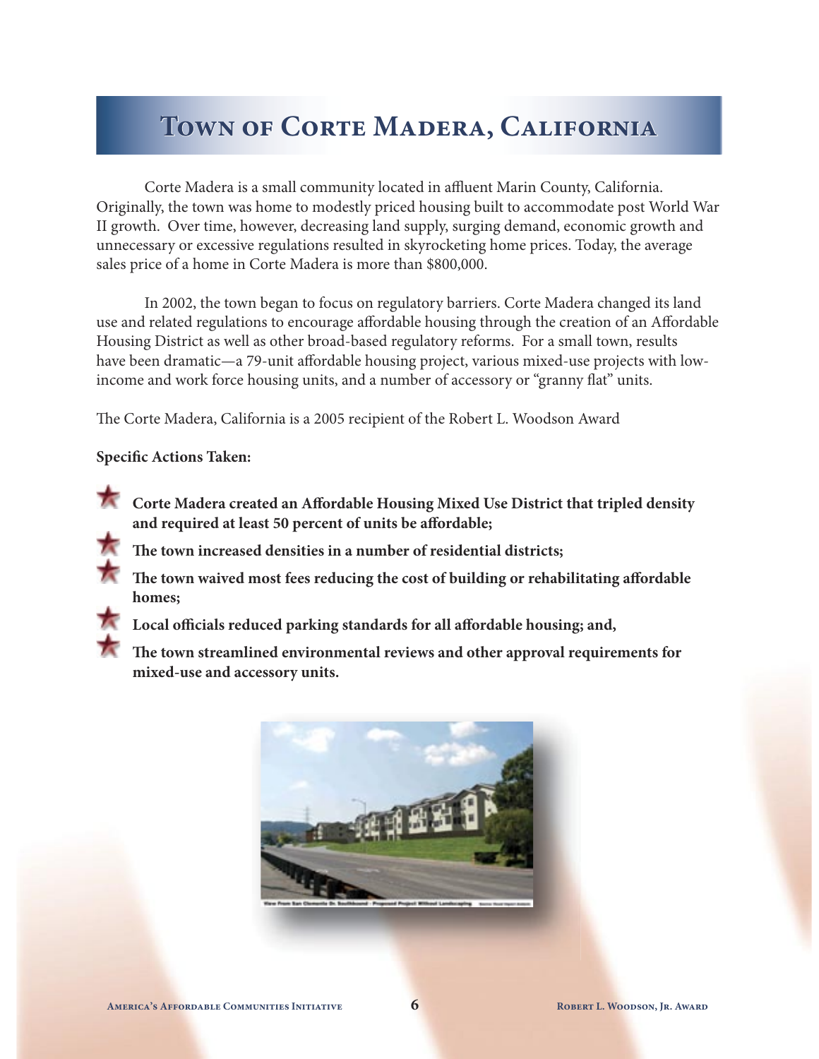# Town of Corte Madera, California

Corte Madera is a small community located in affluent Marin County, California. Originally, the town was home to modestly priced housing built to accommodate post World War II growth. Over time, however, decreasing land supply, surging demand, economic growth and unnecessary or excessive regulations resulted in skyrocketing home prices. Today, the average sales price of a home in Corte Madera is more than $800,000.

In 2002, the town began to focus on regulatory barriers. Corte Madera changed its land use and related regulations to encourage affordable housing through the creation of an Affordable Housing District as well as other broad-based regulatory reforms. For a small town, results have been dramatic—a 79-unit affordable housing project, various mixed-use projects with low-income and work force housing units, and a number of accessory or "granny flat" units.

The Corte Madera, California is a 2005 recipient of the Robert L. Woodson Award

**Specific Actions Taken:**

- **Corte Madera created an Affordable Housing Mixed Use District that tripled density and required at least 50 percent of units be affordable;**
- **The town increased densities in a number of residential districts;**
- **The town waived most fees reducing the cost of building or rehabilitating affordable homes;**
- **Local officials reduced parking standards for all affordable housing; and,**
- **The town streamlined environmental reviews and other approval requirements for mixed-use and accessory units.**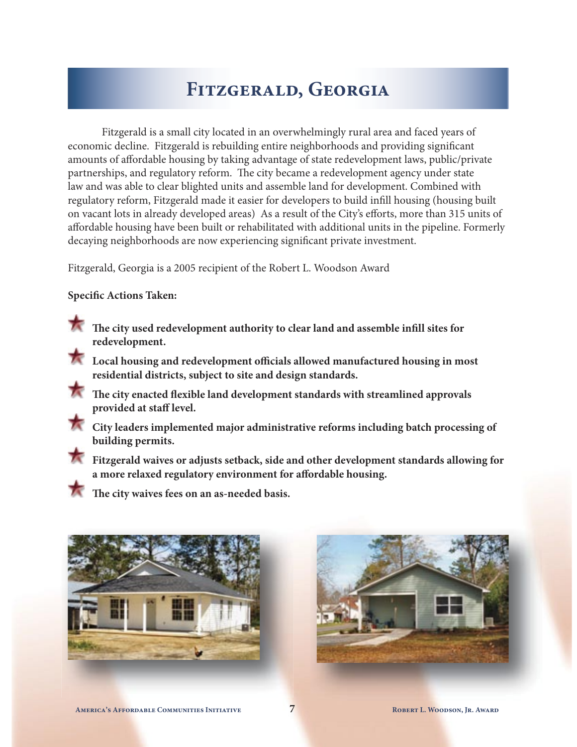# Fitzgerald, Georgia

Fitzgerald is a small city located in an overwhelmingly rural area and faced years of economic decline. Fitzgerald is rebuilding entire neighborhoods and providing significant amounts of affordable housing by taking advantage of state redevelopment laws, public/private partnerships, and regulatory reform. The city became a redevelopment agency under state law and was able to clear blighted units and assemble land for development. Combined with regulatory reform, Fitzgerald made it easier for developers to build infill housing (housing built on vacant lots in already developed areas) As a result of the City's efforts, more than 315 units of affordable housing have been built or rehabilitated with additional units in the pipeline. Formerly decaying neighborhoods are now experiencing significant private investment.

Fitzgerald, Georgia is a 2005 recipient of the Robert L. Woodson Award

**Specific Actions Taken:**

- **The city used redevelopment authority to clear land and assemble infill sites for redevelopment.**
- **Local housing and redevelopment officials allowed manufactured housing in most residential districts, subject to site and design standards.**
- **The city enacted flexible land development standards with streamlined approvals provided at staff level.**
- **City leaders implemented major administrative reforms including batch processing of building permits.**
- **Fitzgerald waives or adjusts setback, side and other development standards allowing for a more relaxed regulatory environment for affordable housing.**
- **The city waives fees on an as-needed basis.**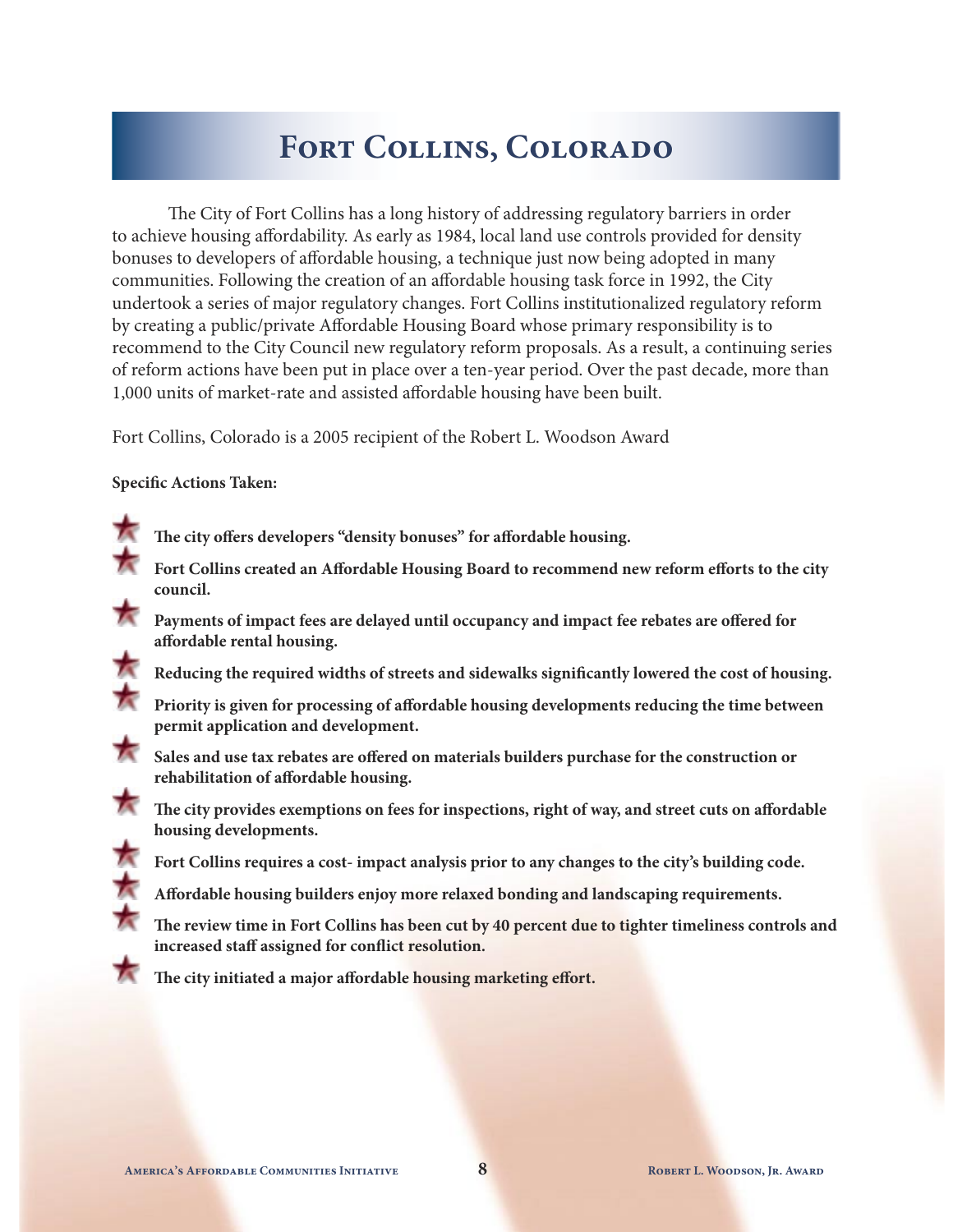# Fort Collins, Colorado

The City of Fort Collins has a long history of addressing regulatory barriers in order to achieve housing affordability. As early as 1984, local land use controls provided for density bonuses to developers of affordable housing, a technique just now being adopted in many communities. Following the creation of an affordable housing task force in 1992, the City undertook a series of major regulatory changes. Fort Collins institutionalized regulatory reform by creating a public/private Affordable Housing Board whose primary responsibility is to recommend to the City Council new regulatory reform proposals. As a result, a continuing series of reform actions have been put in place over a ten-year period. Over the past decade, more than 1,000 units of market-rate and assisted affordable housing have been built.

Fort Collins, Colorado is a 2005 recipient of the Robert L. Woodson Award

**Specific Actions Taken:**

- **The city offers developers "density bonuses" for affordable housing.**
- **Fort Collins created an Affordable Housing Board to recommend new reform efforts to the city council.**
- **Payments of impact fees are delayed until occupancy and impact fee rebates are offered for affordable rental housing.**
- **Reducing the required widths of streets and sidewalks significantly lowered the cost of housing.**
- **Priority is given for processing of affordable housing developments reducing the time between permit application and development.**
- **Sales and use tax rebates are offered on materials builders purchase for the construction or rehabilitation of affordable housing.**
- **The city provides exemptions on fees for inspections, right of way, and street cuts on affordable housing developments.**
- **Fort Collins requires a cost- impact analysis prior to any changes to the city's building code.**
- **Affordable housing builders enjoy more relaxed bonding and landscaping requirements.**
- **The review time in Fort Collins has been cut by 40 percent due to tighter timeliness controls and increased staff assigned for conflict resolution.**
- **The city initiated a major affordable housing marketing effort.**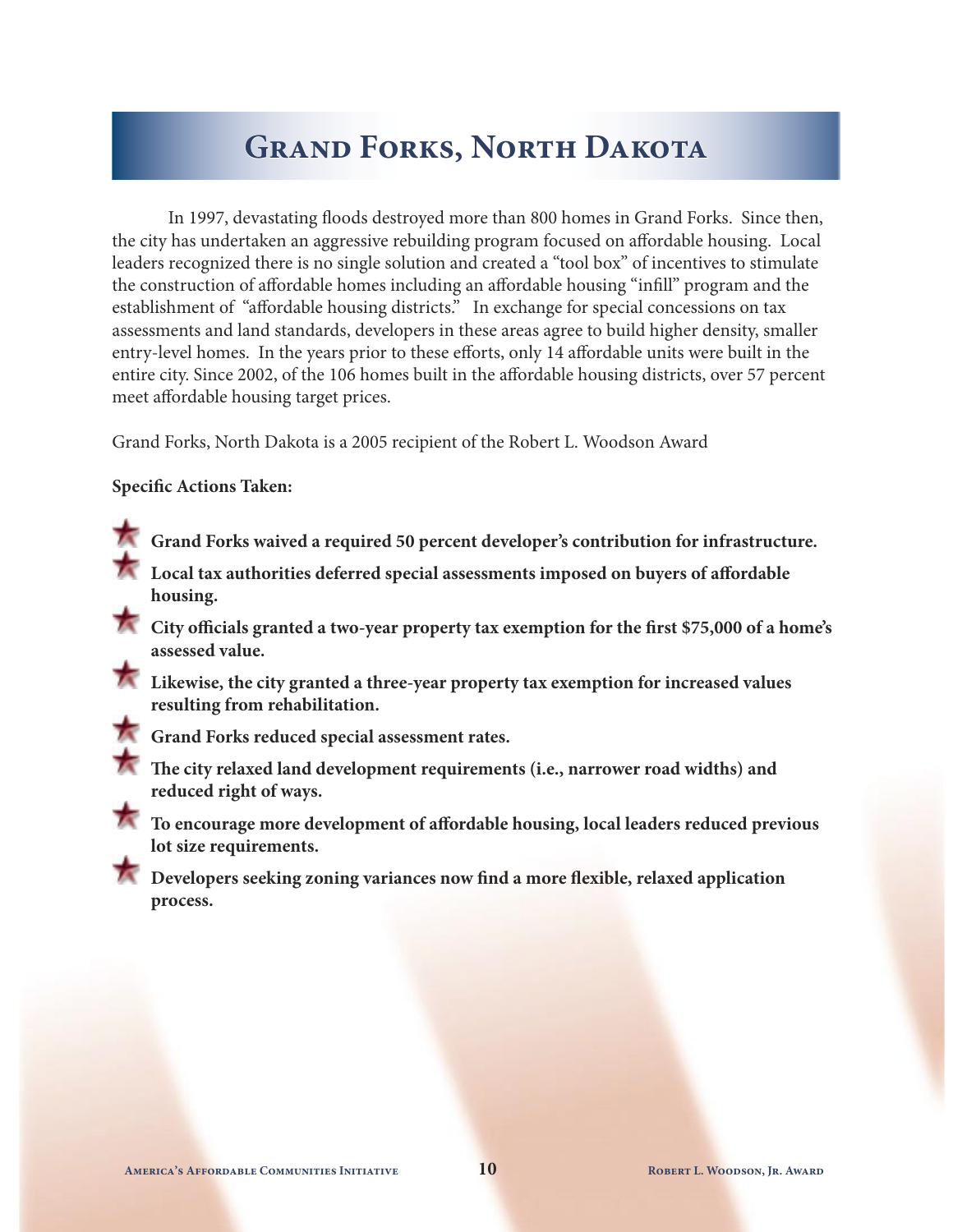# Grand Forks, North Dakota

In 1997, devastating floods destroyed more than 800 homes in Grand Forks. Since then, the city has undertaken an aggressive rebuilding program focused on affordable housing. Local leaders recognized there is no single solution and created a "tool box" of incentives to stimulate the construction of affordable homes including an affordable housing "infill" program and the establishment of "affordable housing districts." In exchange for special concessions on tax assessments and land standards, developers in these areas agree to build higher density, smaller entry-level homes. In the years prior to these efforts, only 14 affordable units were built in the entire city. Since 2002, of the 106 homes built in the affordable housing districts, over 57 percent meet affordable housing target prices.

Grand Forks, North Dakota is a 2005 recipient of the Robert L. Woodson Award

**Specific Actions Taken:**

- **Grand Forks waived a required 50 percent developer's contribution for infrastructure.**
- **Local tax authorities deferred special assessments imposed on buyers of affordable housing.**
- **City officials granted a two-year property tax exemption for the first $75,000 of a home's assessed value.**
- **Likewise, the city granted a three-year property tax exemption for increased values resulting from rehabilitation.**
- **Grand Forks reduced special assessment rates.**
- **The city relaxed land development requirements (i.e., narrower road widths) and reduced right of ways.**
- **To encourage more development of affordable housing, local leaders reduced previous lot size requirements.**
- **Developers seeking zoning variances now find a more flexible, relaxed application process.**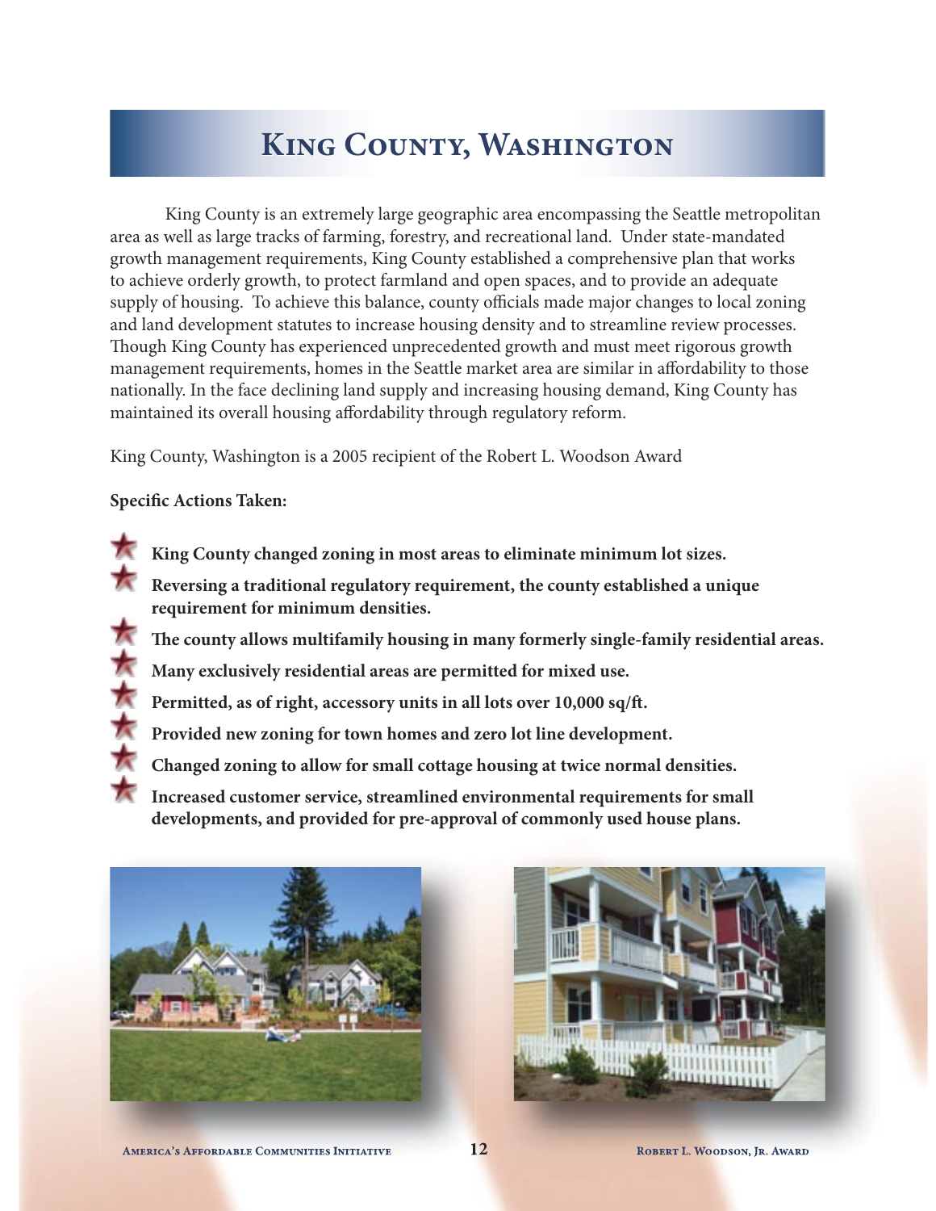# King County, Washington

King County is an extremely large geographic area encompassing the Seattle metropolitan area as well as large tracks of farming, forestry, and recreational land. Under state-mandated growth management requirements, King County established a comprehensive plan that works to achieve orderly growth, to protect farmland and open spaces, and to provide an adequate supply of housing. To achieve this balance, county officials made major changes to local zoning and land development statutes to increase housing density and to streamline review processes. Though King County has experienced unprecedented growth and must meet rigorous growth management requirements, homes in the Seattle market area are similar in affordability to those nationally. In the face declining land supply and increasing housing demand, King County has maintained its overall housing affordability through regulatory reform.

King County, Washington is a 2005 recipient of the Robert L. Woodson Award

**Specific Actions Taken:**

- **King County changed zoning in most areas to eliminate minimum lot sizes.**
- **Reversing a traditional regulatory requirement, the county established a unique requirement for minimum densities.**
- **The county allows multifamily housing in many formerly single-family residential areas.**
- **Many exclusively residential areas are permitted for mixed use.**
- **Permitted, as of right, accessory units in all lots over 10,000 sq/ft.**
- **Provided new zoning for town homes and zero lot line development.**
- **Changed zoning to allow for small cottage housing at twice normal densities.**
- **Increased customer service, streamlined environmental requirements for small developments, and provided for pre-approval of commonly used house plans.**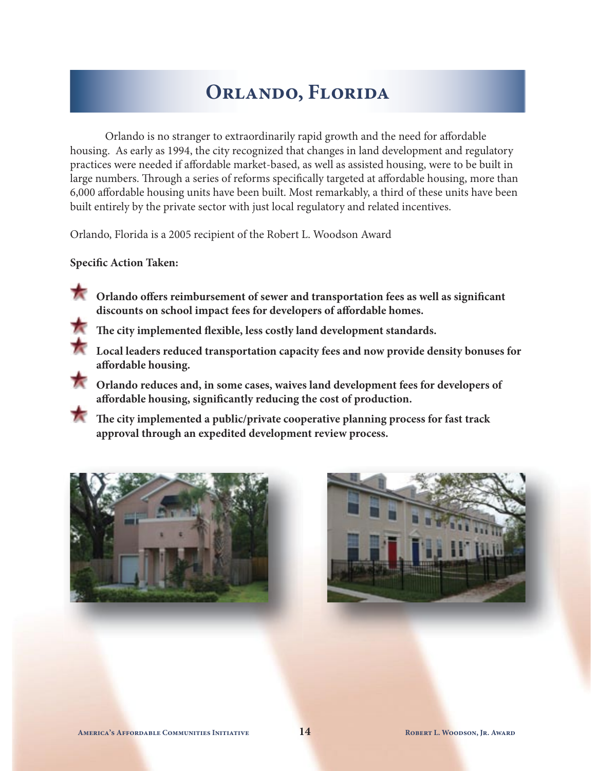# Orlando, Florida

Orlando is no stranger to extraordinarily rapid growth and the need for affordable housing. As early as 1994, the city recognized that changes in land development and regulatory practices were needed if affordable market-based, as well as assisted housing, were to be built in large numbers. Through a series of reforms specifically targeted at affordable housing, more than 6,000 affordable housing units have been built. Most remarkably, a third of these units have been built entirely by the private sector with just local regulatory and related incentives.

Orlando, Florida is a 2005 recipient of the Robert L. Woodson Award

**Specific Action Taken:**

- **Orlando offers reimbursement of sewer and transportation fees as well as significant discounts on school impact fees for developers of affordable homes.**
- **The city implemented flexible, less costly land development standards.**
- **Local leaders reduced transportation capacity fees and now provide density bonuses for affordable housing.**
- **Orlando reduces and, in some cases, waives land development fees for developers of affordable housing, significantly reducing the cost of production.**
- **The city implemented a public/private cooperative planning process for fast track approval through an expedited development review process.**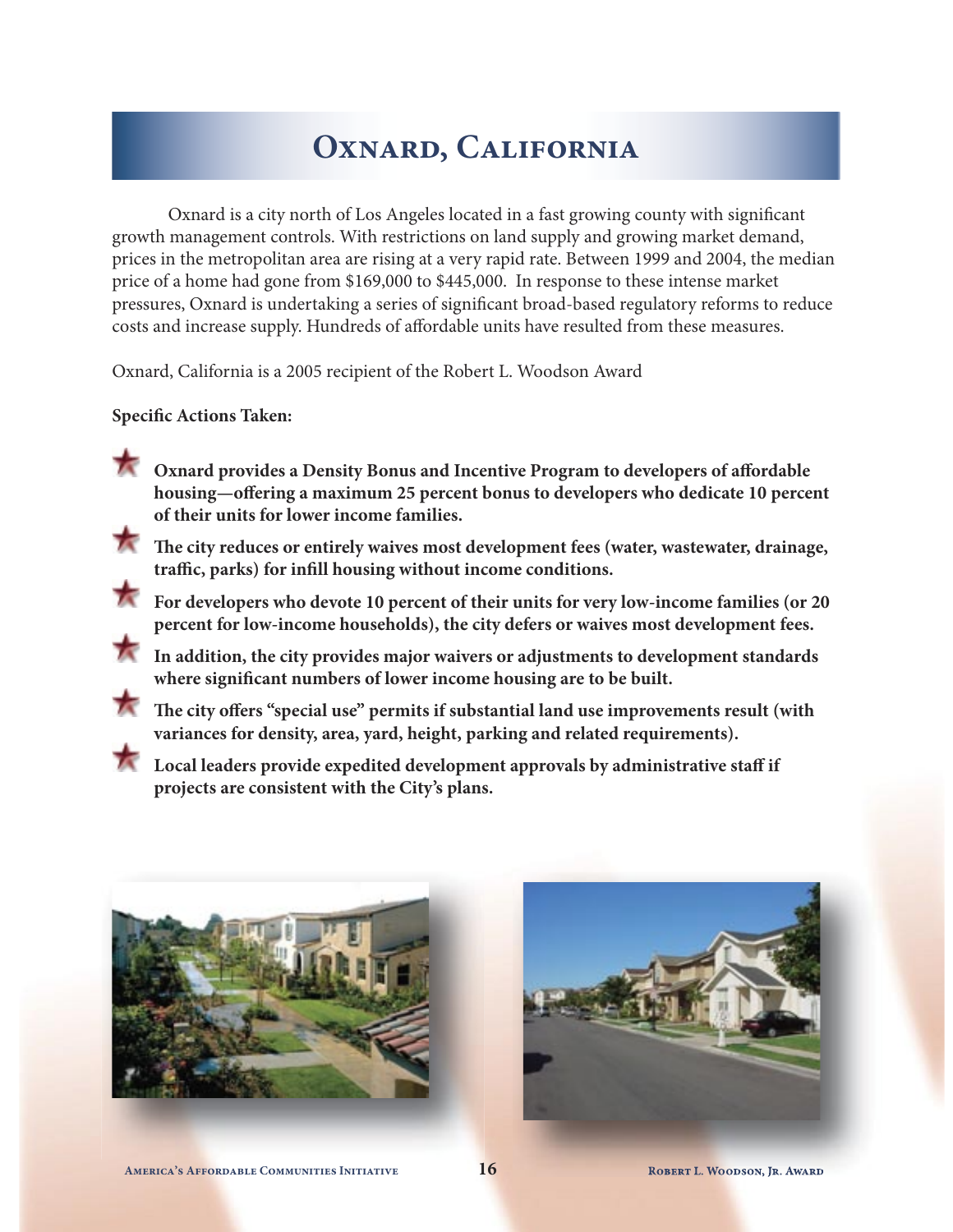# Oxnard, California

Oxnard is a city north of Los Angeles located in a fast growing county with significant growth management controls. With restrictions on land supply and growing market demand, prices in the metropolitan area are rising at a very rapid rate. Between 1999 and 2004, the median price of a home had gone from $169,000 to $445,000. In response to these intense market pressures, Oxnard is undertaking a series of significant broad-based regulatory reforms to reduce costs and increase supply. Hundreds of affordable units have resulted from these measures.

Oxnard, California is a 2005 recipient of the Robert L. Woodson Award

**Specific Actions Taken:**

- **Oxnard provides a Density Bonus and Incentive Program to developers of affordable housing—offering a maximum 25 percent bonus to developers who dedicate 10 percent of their units for lower income families.**
- **The city reduces or entirely waives most development fees (water, wastewater, drainage, traffic, parks) for infill housing without income conditions.**
- **For developers who devote 10 percent of their units for very low-income families (or 20 percent for low-income households), the city defers or waives most development fees.**
- **In addition, the city provides major waivers or adjustments to development standards where significant numbers of lower income housing are to be built.**
- **The city offers "special use" permits if substantial land use improvements result (with variances for density, area, yard, height, parking and related requirements).**
- **Local leaders provide expedited development approvals by administrative staff if projects are consistent with the City's plans.**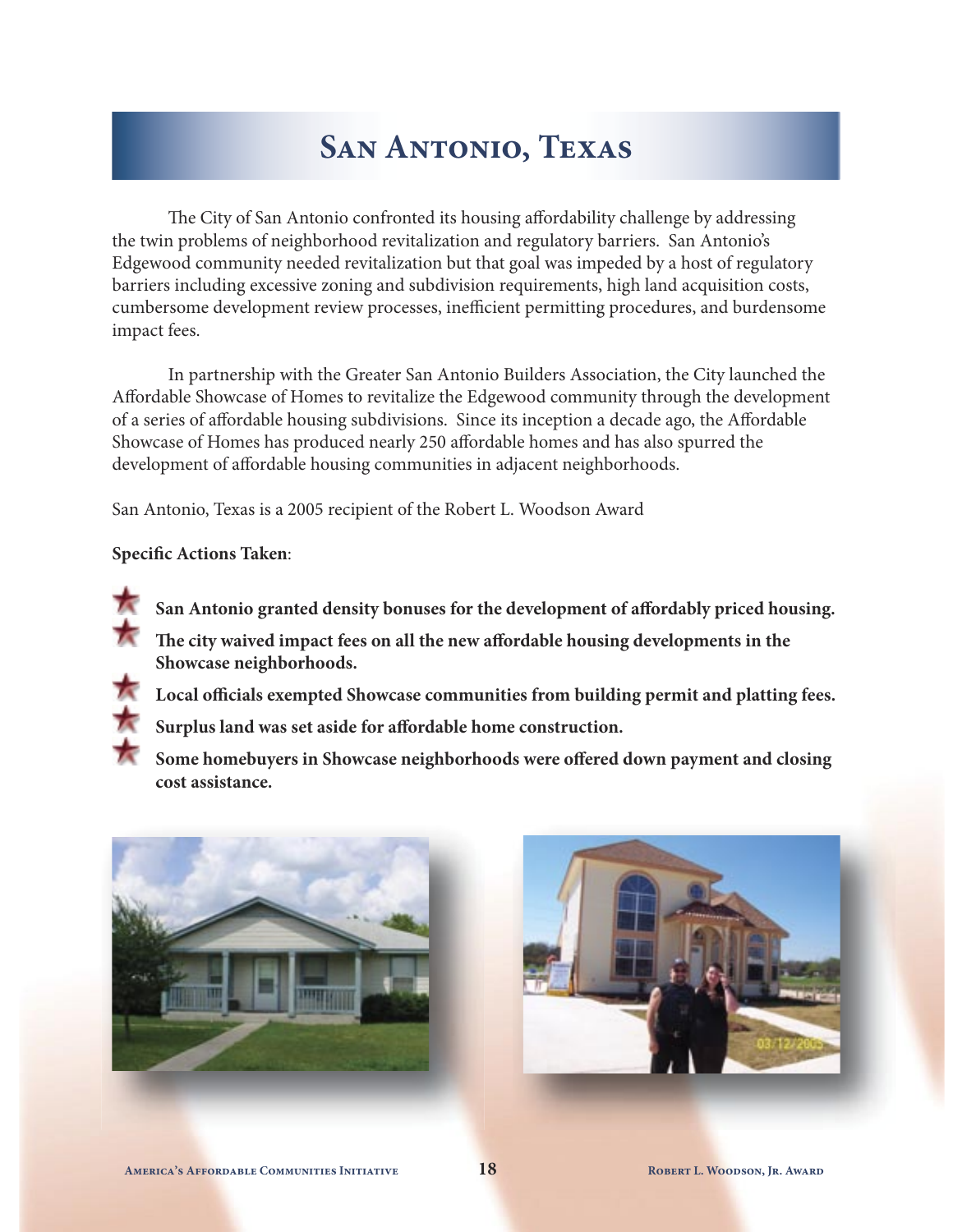# San Antonio, Texas

The City of San Antonio confronted its housing affordability challenge by addressing the twin problems of neighborhood revitalization and regulatory barriers. San Antonio's Edgewood community needed revitalization but that goal was impeded by a host of regulatory barriers including excessive zoning and subdivision requirements, high land acquisition costs, cumbersome development review processes, inefficient permitting procedures, and burdensome impact fees.

In partnership with the Greater San Antonio Builders Association, the City launched the Affordable Showcase of Homes to revitalize the Edgewood community through the development of a series of affordable housing subdivisions. Since its inception a decade ago, the Affordable Showcase of Homes has produced nearly 250 affordable homes and has also spurred the development of affordable housing communities in adjacent neighborhoods.

San Antonio, Texas is a 2005 recipient of the Robert L. Woodson Award

**Specific Actions Taken**:

- **San Antonio granted density bonuses for the development of affordably priced housing.**
- **The city waived impact fees on all the new affordable housing developments in the Showcase neighborhoods.**
- **Local officials exempted Showcase communities from building permit and platting fees.**
- **Surplus land was set aside for affordable home construction.**
- **Some homebuyers in Showcase neighborhoods were offered down payment and closing cost assistance.**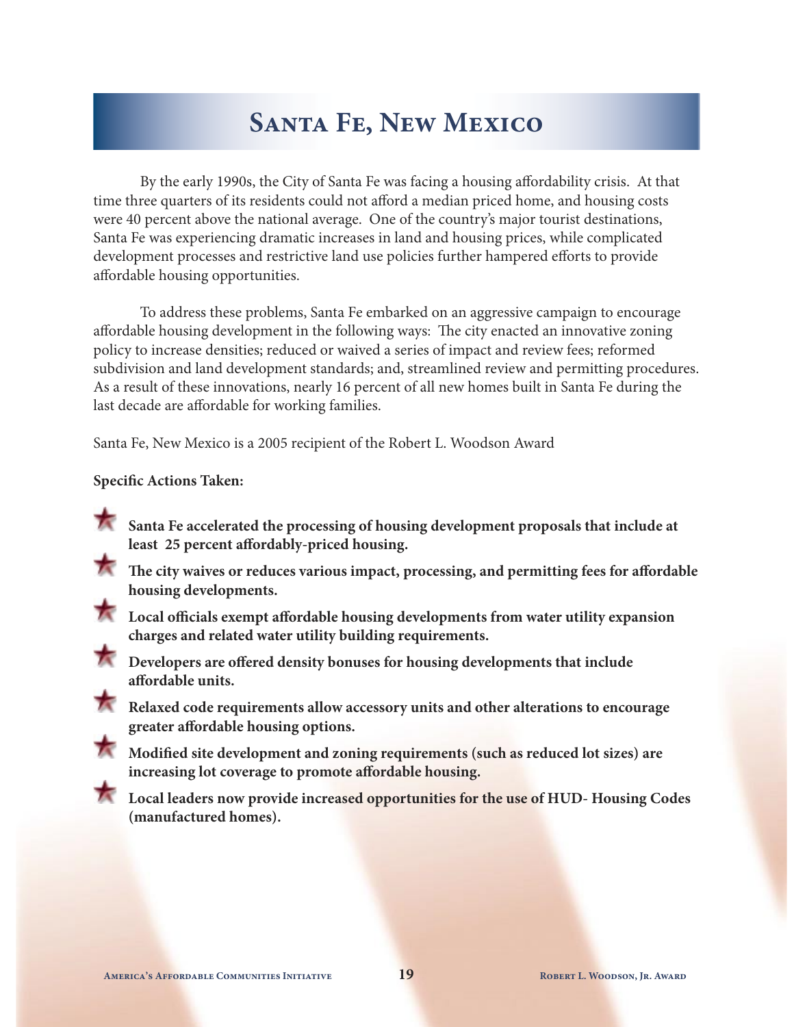# Santa Fe, New Mexico

By the early 1990s, the City of Santa Fe was facing a housing affordability crisis. At that time three quarters of its residents could not afford a median priced home, and housing costs were 40 percent above the national average. One of the country's major tourist destinations, Santa Fe was experiencing dramatic increases in land and housing prices, while complicated development processes and restrictive land use policies further hampered efforts to provide affordable housing opportunities.

To address these problems, Santa Fe embarked on an aggressive campaign to encourage affordable housing development in the following ways: The city enacted an innovative zoning policy to increase densities; reduced or waived a series of impact and review fees; reformed subdivision and land development standards; and, streamlined review and permitting procedures. As a result of these innovations, nearly 16 percent of all new homes built in Santa Fe during the last decade are affordable for working families.

Santa Fe, New Mexico is a 2005 recipient of the Robert L. Woodson Award

**Specific Actions Taken:**

- **Santa Fe accelerated the processing of housing development proposals that include at least 25 percent affordably-priced housing.**
- **The city waives or reduces various impact, processing, and permitting fees for affordable housing developments.**
- **Local officials exempt affordable housing developments from water utility expansion charges and related water utility building requirements.**
- **Developers are offered density bonuses for housing developments that include affordable units.**
- **Relaxed code requirements allow accessory units and other alterations to encourage greater affordable housing options.**
- **Modified site development and zoning requirements (such as reduced lot sizes) are increasing lot coverage to promote affordable housing.**
- **Local leaders now provide increased opportunities for the use of HUD- Housing Codes (manufactured homes).**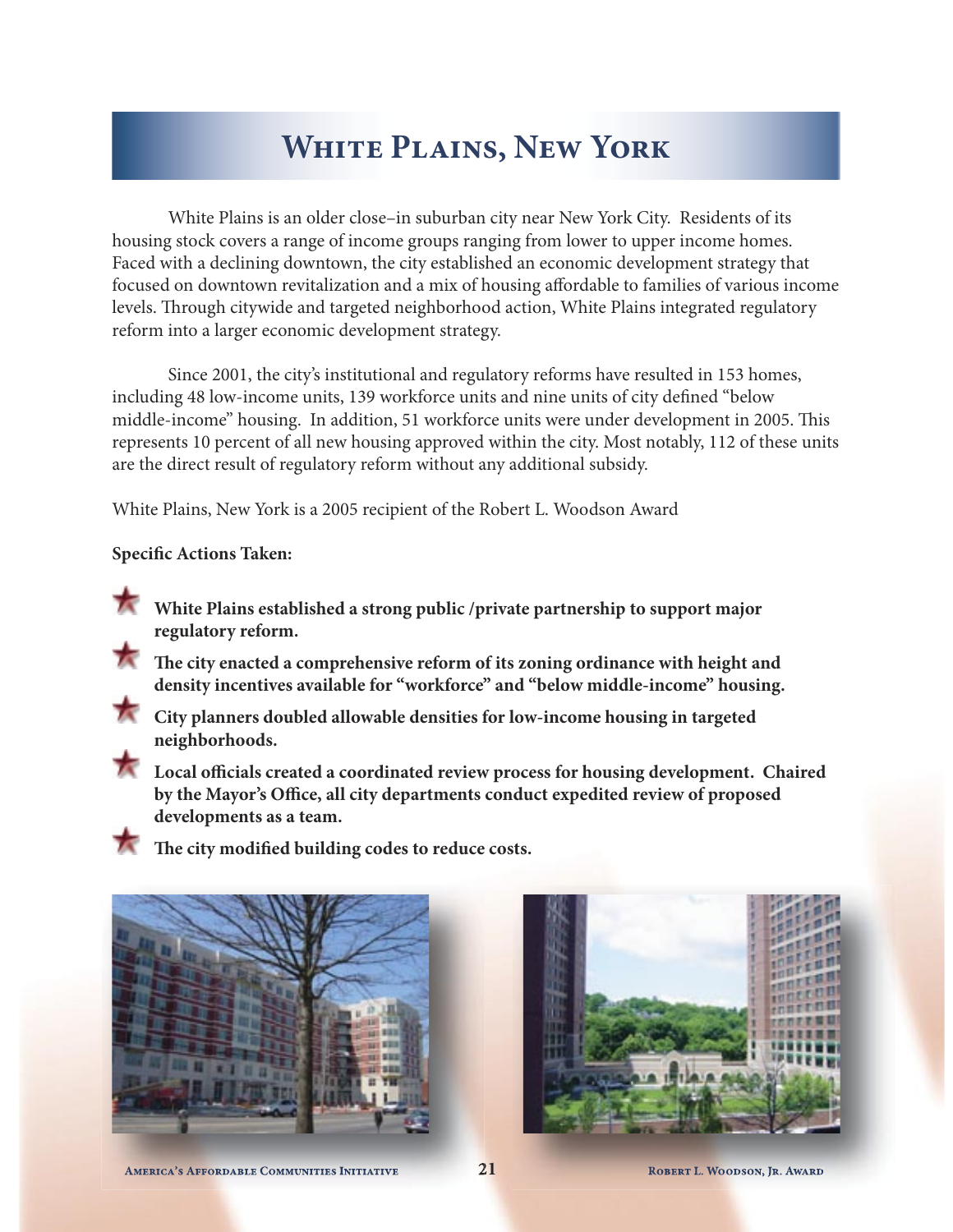# White Plains, New York

White Plains is an older close–in suburban city near New York City. Residents of its housing stock covers a range of income groups ranging from lower to upper income homes. Faced with a declining downtown, the city established an economic development strategy that focused on downtown revitalization and a mix of housing affordable to families of various income levels. Through citywide and targeted neighborhood action, White Plains integrated regulatory reform into a larger economic development strategy.

Since 2001, the city's institutional and regulatory reforms have resulted in 153 homes, including 48 low-income units, 139 workforce units and nine units of city defined "below middle-income" housing. In addition, 51 workforce units were under development in 2005. This represents 10 percent of all new housing approved within the city. Most notably, 112 of these units are the direct result of regulatory reform without any additional subsidy.

White Plains, New York is a 2005 recipient of the Robert L. Woodson Award

**Specific Actions Taken:**

- **White Plains established a strong public /private partnership to support major regulatory reform.**
- **The city enacted a comprehensive reform of its zoning ordinance with height and density incentives available for "workforce" and "below middle-income" housing.**
- **City planners doubled allowable densities for low-income housing in targeted neighborhoods.**
- **Local officials created a coordinated review process for housing development. Chaired by the Mayor's Office, all city departments conduct expedited review of proposed developments as a team.**
- **The city modified building codes to reduce costs.**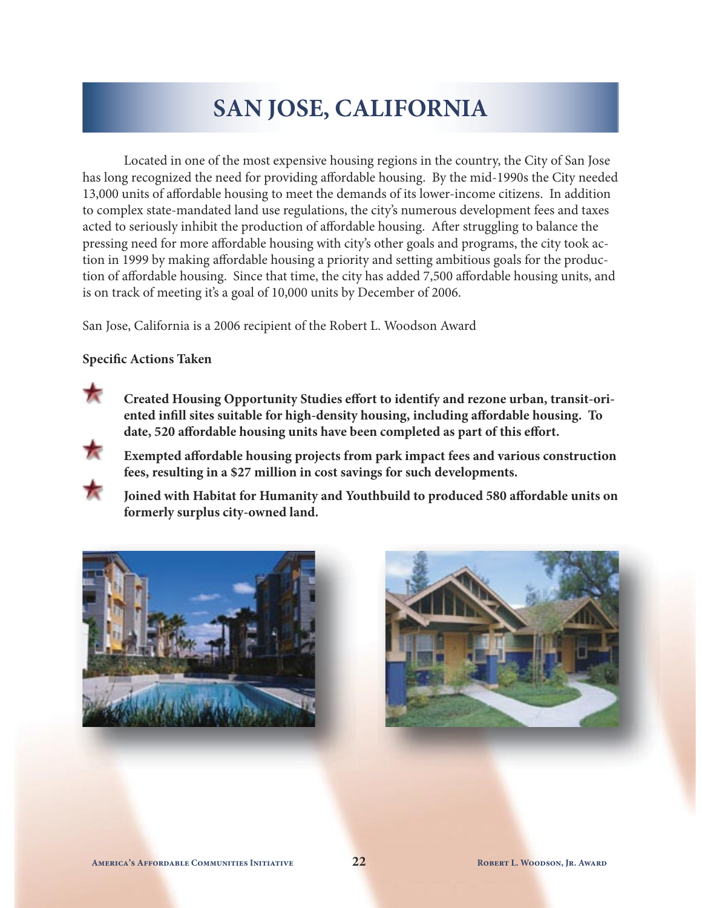# SAN JOSE, CALIFORNIA

Located in one of the most expensive housing regions in the country, the City of San Jose has long recognized the need for providing affordable housing. By the mid-1990s the City needed 13,000 units of affordable housing to meet the demands of its lower-income citizens. In addition to complex state-mandated land use regulations, the city's numerous development fees and taxes acted to seriously inhibit the production of affordable housing. After struggling to balance the pressing need for more affordable housing with city's other goals and programs, the city took action in 1999 by making affordable housing a priority and setting ambitious goals for the production of affordable housing. Since that time, the city has added 7,500 affordable housing units, and is on track of meeting it's a goal of 10,000 units by December of 2006.

San Jose, California is a 2006 recipient of the Robert L. Woodson Award

**Specific Actions Taken**

- **Created Housing Opportunity Studies effort to identify and rezone urban, transit-oriented infill sites suitable for high-density housing, including affordable housing. To date, 520 affordable housing units have been completed as part of this effort.**
- **Exempted affordable housing projects from park impact fees and various construction fees, resulting in a $27 million in cost savings for such developments.**
- **Joined with Habitat for Humanity and Youthbuild to produced 580 affordable units on formerly surplus city-owned land.**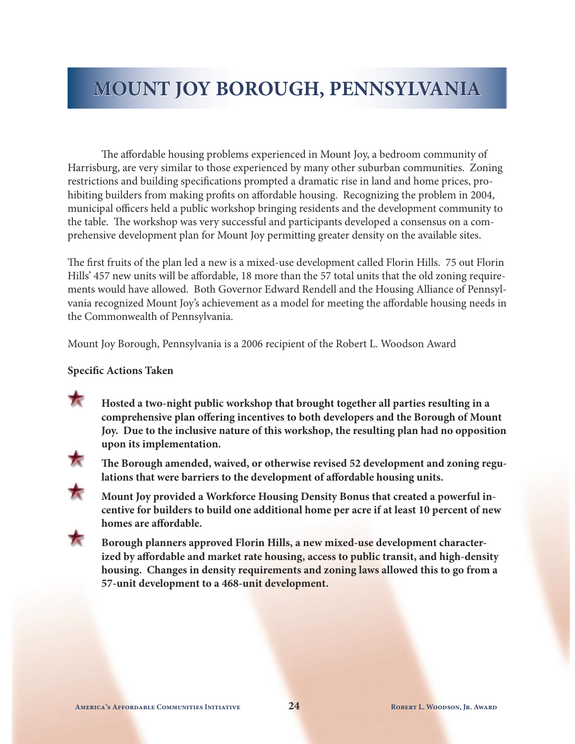# MOUNT JOY BOROUGH, PENNSYLVANIA

The affordable housing problems experienced in Mount Joy, a bedroom community of Harrisburg, are very similar to those experienced by many other suburban communities. Zoning restrictions and building specifications prompted a dramatic rise in land and home prices, prohibiting builders from making profits on affordable housing. Recognizing the problem in 2004, municipal officers held a public workshop bringing residents and the development community to the table. The workshop was very successful and participants developed a consensus on a comprehensive development plan for Mount Joy permitting greater density on the available sites.

The first fruits of the plan led a new is a mixed-use development called Florin Hills. 75 out Florin Hills' 457 new units will be affordable, 18 more than the 57 total units that the old zoning requirements would have allowed. Both Governor Edward Rendell and the Housing Alliance of Pennsylvania recognized Mount Joy's achievement as a model for meeting the affordable housing needs in the Commonwealth of Pennsylvania.

Mount Joy Borough, Pennsylvania is a 2006 recipient of the Robert L. Woodson Award

**Specific Actions Taken**

- **Hosted a two-night public workshop that brought together all parties resulting in a comprehensive plan offering incentives to both developers and the Borough of Mount Joy. Due to the inclusive nature of this workshop, the resulting plan had no opposition upon its implementation.**
- **The Borough amended, waived, or otherwise revised 52 development and zoning regulations that were barriers to the development of affordable housing units.**
- **Mount Joy provided a Workforce Housing Density Bonus that created a powerful incentive for builders to build one additional home per acre if at least 10 percent of new homes are affordable.**
- **Borough planners approved Florin Hills, a new mixed-use development characterized by affordable and market rate housing, access to public transit, and high-density housing. Changes in density requirements and zoning laws allowed this to go from a 57-unit development to a 468-unit development.**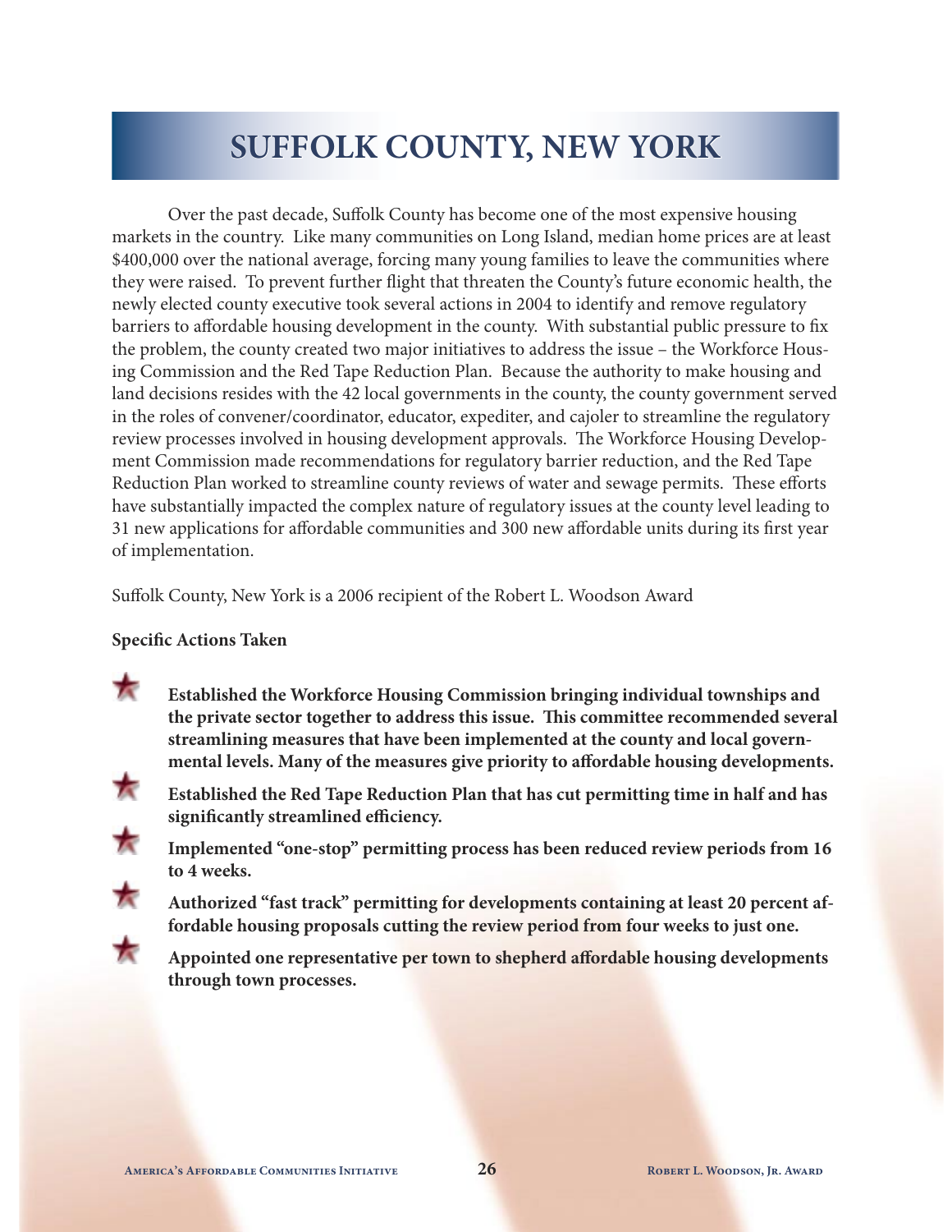# SUFFOLK COUNTY, NEW YORK

Over the past decade, Suffolk County has become one of the most expensive housing markets in the country. Like many communities on Long Island, median home prices are at least $400,000 over the national average, forcing many young families to leave the communities where they were raised. To prevent further flight that threaten the County's future economic health, the newly elected county executive took several actions in 2004 to identify and remove regulatory barriers to affordable housing development in the county. With substantial public pressure to fix the problem, the county created two major initiatives to address the issue – the Workforce Housing Commission and the Red Tape Reduction Plan. Because the authority to make housing and land decisions resides with the 42 local governments in the county, the county government served in the roles of convener/coordinator, educator, expediter, and cajoler to streamline the regulatory review processes involved in housing development approvals. The Workforce Housing Development Commission made recommendations for regulatory barrier reduction, and the Red Tape Reduction Plan worked to streamline county reviews of water and sewage permits. These efforts have substantially impacted the complex nature of regulatory issues at the county level leading to 31 new applications for affordable communities and 300 new affordable units during its first year of implementation.

Suffolk County, New York is a 2006 recipient of the Robert L. Woodson Award

**Specific Actions Taken**

- **Established the Workforce Housing Commission bringing individual townships and the private sector together to address this issue. This committee recommended several streamlining measures that have been implemented at the county and local governmental levels. Many of the measures give priority to affordable housing developments.**
- **Established the Red Tape Reduction Plan that has cut permitting time in half and has significantly streamlined efficiency.**
- **Implemented "one-stop" permitting process has been reduced review periods from 16 to 4 weeks.**
- **Authorized "fast track" permitting for developments containing at least 20 percent affordable housing proposals cutting the review period from four weeks to just one.**
- **Appointed one representative per town to shepherd affordable housing developments through town processes.**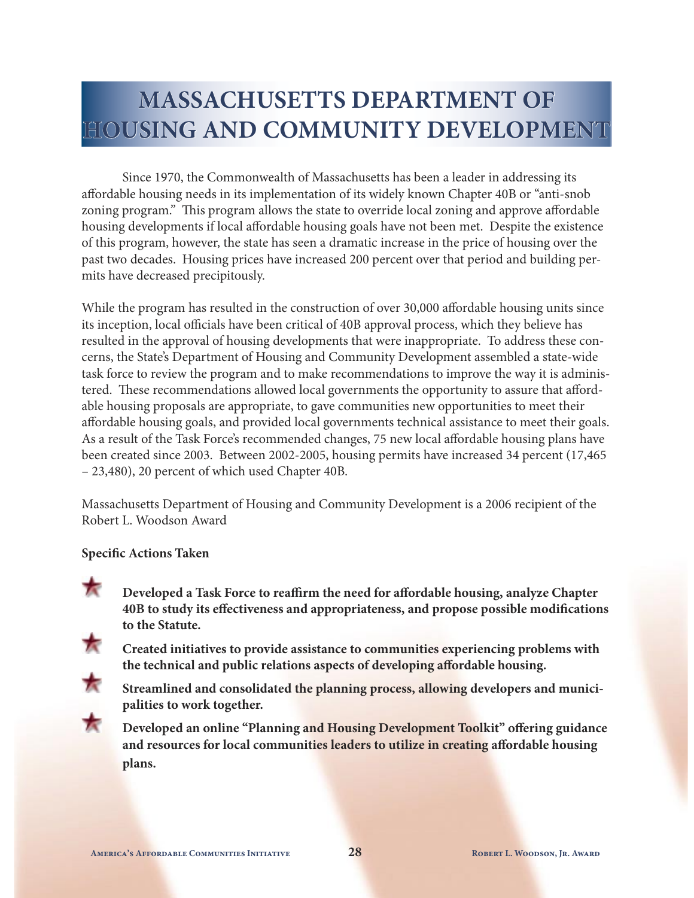# MASSACHUSETTS DEPARTMENT OF HOUSING AND COMMUNITY DEVELOPMENT

Since 1970, the Commonwealth of Massachusetts has been a leader in addressing its affordable housing needs in its implementation of its widely known Chapter 40B or "anti-snob zoning program." This program allows the state to override local zoning and approve affordable housing developments if local affordable housing goals have not been met. Despite the existence of this program, however, the state has seen a dramatic increase in the price of housing over the past two decades. Housing prices have increased 200 percent over that period and building permits have decreased precipitously.

While the program has resulted in the construction of over 30,000 affordable housing units since its inception, local officials have been critical of 40B approval process, which they believe has resulted in the approval of housing developments that were inappropriate. To address these concerns, the State's Department of Housing and Community Development assembled a state-wide task force to review the program and to make recommendations to improve the way it is administered. These recommendations allowed local governments the opportunity to assure that affordable housing proposals are appropriate, to gave communities new opportunities to meet their affordable housing goals, and provided local governments technical assistance to meet their goals. As a result of the Task Force's recommended changes, 75 new local affordable housing plans have been created since 2003. Between 2002-2005, housing permits have increased 34 percent (17,465 – 23,480), 20 percent of which used Chapter 40B.

Massachusetts Department of Housing and Community Development is a 2006 recipient of the Robert L. Woodson Award

**Specific Actions Taken**

- **Developed a Task Force to reaffirm the need for affordable housing, analyze Chapter 40B to study its effectiveness and appropriateness, and propose possible modifications to the Statute.**
- **Created initiatives to provide assistance to communities experiencing problems with the technical and public relations aspects of developing affordable housing.**
- **Streamlined and consolidated the planning process, allowing developers and municipalities to work together.**
- **Developed an online "Planning and Housing Development Toolkit" offering guidance and resources for local communities leaders to utilize in creating affordable housing plans.**